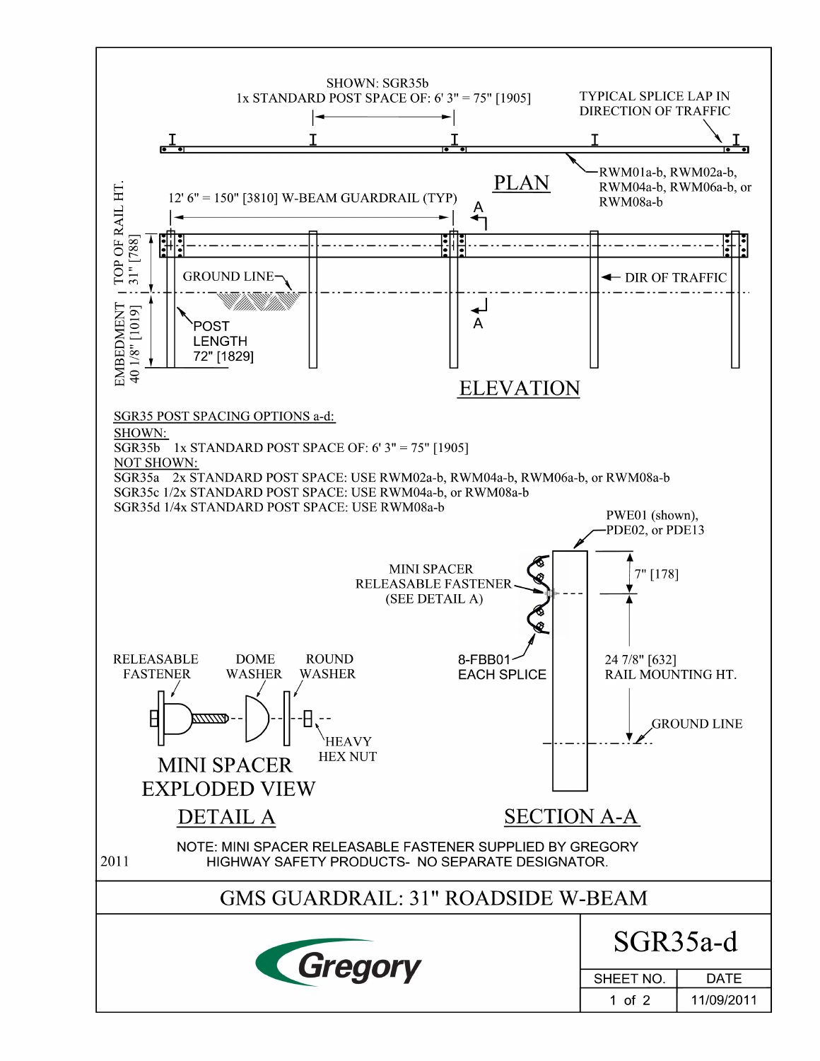SHOWN: SGR35b
1x STANDARD POST SPACE OF: 6' 3" = 75" [1905]

TYPICAL SPLICE LAP IN DIRECTION OF TRAFFIC

## PLAN

RWM01a-b, RWM02a-b, RWM04a-b, RWM06a-b, or RWM08a-b

12' 6" = 150" [3810] W-BEAM GUARDRAIL (TYP)

TOP OF RAIL HT. 31" [788]

EMBEDMENT 40 1/8" [1019]

GROUND LINE

POST LENGTH 72" [1829]

DIR OF TRAFFIC

A

A

## ELEVATION

SGR35 POST SPACING OPTIONS a-d:

SHOWN:

SGR35b 1x STANDARD POST SPACE OF: 6' 3" = 75" [1905]

NOT SHOWN:

SGR35a 2x STANDARD POST SPACE: USE RWM02a-b, RWM04a-b, RWM06a-b, or RWM08a-b

SGR35c 1/2x STANDARD POST SPACE: USE RWM04a-b, or RWM08a-b

SGR35d 1/4x STANDARD POST SPACE: USE RWM08a-b

PWE01 (shown), PDE02, or PDE13

MINI SPACER RELEASABLE FASTENER (SEE DETAIL A)

7" [178]

8-FBB01 EACH SPLICE

24 7/8" [632] RAIL MOUNTING HT.

GROUND LINE

RELEASABLE FASTENER

DOME WASHER

ROUND WASHER

HEAVY HEX NUT

MINI SPACER EXPLODED VIEW

## DETAIL A

## SECTION A-A

NOTE: MINI SPACER RELEASABLE FASTENER SUPPLIED BY GREGORY HIGHWAY SAFETY PRODUCTS- NO SEPARATE DESIGNATOR.

2011

# GMS GUARDRAIL: 31" ROADSIDE W-BEAM

Gregory

SGR35a-d

| SHEET NO. | DATE |
|---|---|
| 1 of 2 | 11/09/2011 |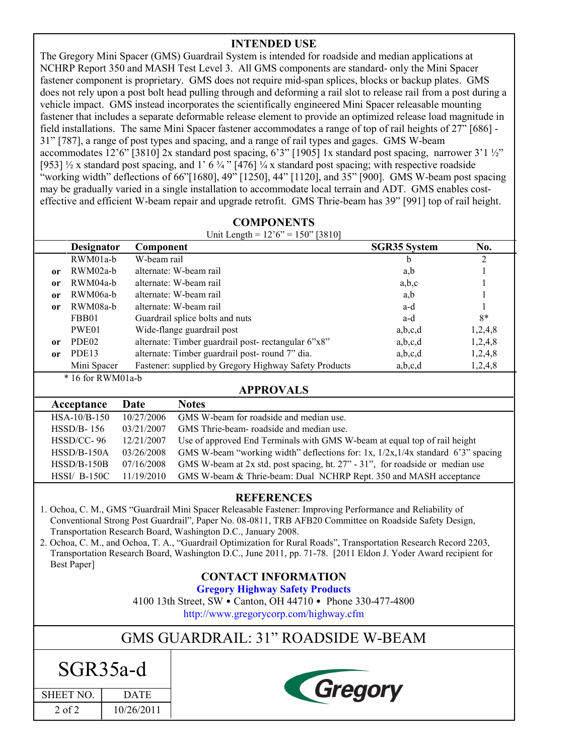## INTENDED USE

The Gregory Mini Spacer (GMS) Guardrail System is intended for roadside and median applications at NCHRP Report 350 and MASH Test Level 3. All GMS components are standard- only the Mini Spacer fastener component is proprietary. GMS does not require mid-span splices, blocks or backup plates. GMS does not rely upon a post bolt head pulling through and deforming a rail slot to release rail from a post during a vehicle impact. GMS instead incorporates the scientifically engineered Mini Spacer releasable mounting fastener that includes a separate deformable release element to provide an optimized release load magnitude in field installations. The same Mini Spacer fastener accommodates a range of top of rail heights of 27" [686] - 31" [787], a range of post types and spacing, and a range of rail types and gages. GMS W-beam accommodates 12'6" [3810] 2x standard post spacing, 6'3" [1905] 1x standard post spacing, narrower 3'1 ½" [953] ½ x standard post spacing, and 1' 6 ¾ " [476] ¼ x standard post spacing; with respective roadside "working width" deflections of 66"[1680], 49" [1250], 44" [1120], and 35" [900]. GMS W-beam post spacing may be gradually varied in a single installation to accommodate local terrain and ADT. GMS enables cost-effective and efficient W-beam repair and upgrade retrofit. GMS Thrie-beam has 39" [991] top of rail height.

## COMPONENTS

Unit Length = 12'6" = 150" [3810]

| | Designator | Component | SGR35 System | No. |
|---|---|---|---|---|
| | RWM01a-b | W-beam rail | b | 2 |
| or | RWM02a-b | alternate: W-beam rail | a,b | 1 |
| or | RWM04a-b | alternate: W-beam rail | a,b,c | 1 |
| or | RWM06a-b | alternate: W-beam rail | a,b | 1 |
| or | RWM08a-b | alternate: W-beam rail | a-d | 1 |
| | FBB01 | Guardrail splice bolts and nuts | a-d | 8* |
| | PWE01 | Wide-flange guardrail post | a,b,c,d | 1,2,4,8 |
| or | PDE02 | alternate: Timber guardrail post- rectangular 6"x8" | a,b,c,d | 1,2,4,8 |
| or | PDE13 | alternate: Timber guardrail post- round 7" dia. | a,b,c,d | 1,2,4,8 |
| | Mini Spacer | Fastener: supplied by Gregory Highway Safety Products | a,b,c,d | 1,2,4,8 |

\* 16 for RWM01a-b

## APPROVALS

| Acceptance | Date | Notes |
|---|---|---|
| HSA-10/B-150 | 10/27/2006 | GMS W-beam for roadside and median use. |
| HSSD/B- 156 | 03/21/2007 | GMS Thrie-beam- roadside and median use. |
| HSSD/CC- 96 | 12/21/2007 | Use of approved End Terminals with GMS W-beam at equal top of rail height |
| HSSD/B-150A | 03/26/2008 | GMS W-beam "working width" deflections for: 1x, 1/2x,1/4x standard 6'3" spacing |
| HSSD/B-150B | 07/16/2008 | GMS W-beam at 2x std. post spacing, ht. 27" - 31", for roadside or median use |
| HSSI/ B-150C | 11/19/2010 | GMS W-beam & Thrie-beam: Dual NCHRP Rept. 350 and MASH acceptance |

## REFERENCES

1. Ochoa, C. M., GMS "Guardrail Mini Spacer Releasable Fastener: Improving Performance and Reliability of Conventional Strong Post Guardrail", Paper No. 08-0811, TRB AFB20 Committee on Roadside Safety Design, Transportation Research Board, Washington D.C., January 2008.
2. Ochoa, C. M., and Ochoa, T. A., "Guardrail Optimization for Rural Roads", Transportation Research Record 2203, Transportation Research Board, Washington D.C., June 2011, pp. 71-78. [2011 Eldon J. Yoder Award recipient for Best Paper]

## CONTACT INFORMATION

**Gregory Highway Safety Products**

4100 13th Street, SW • Canton, OH 44710 • Phone 330-477-4800

http://www.gregorycorp.com/highway.cfm

# GMS GUARDRAIL: 31" ROADSIDE W-BEAM

SGR35a-d

| SHEET NO. | DATE |
|---|---|
| 2 of 2 | 10/26/2011 |

Gregory